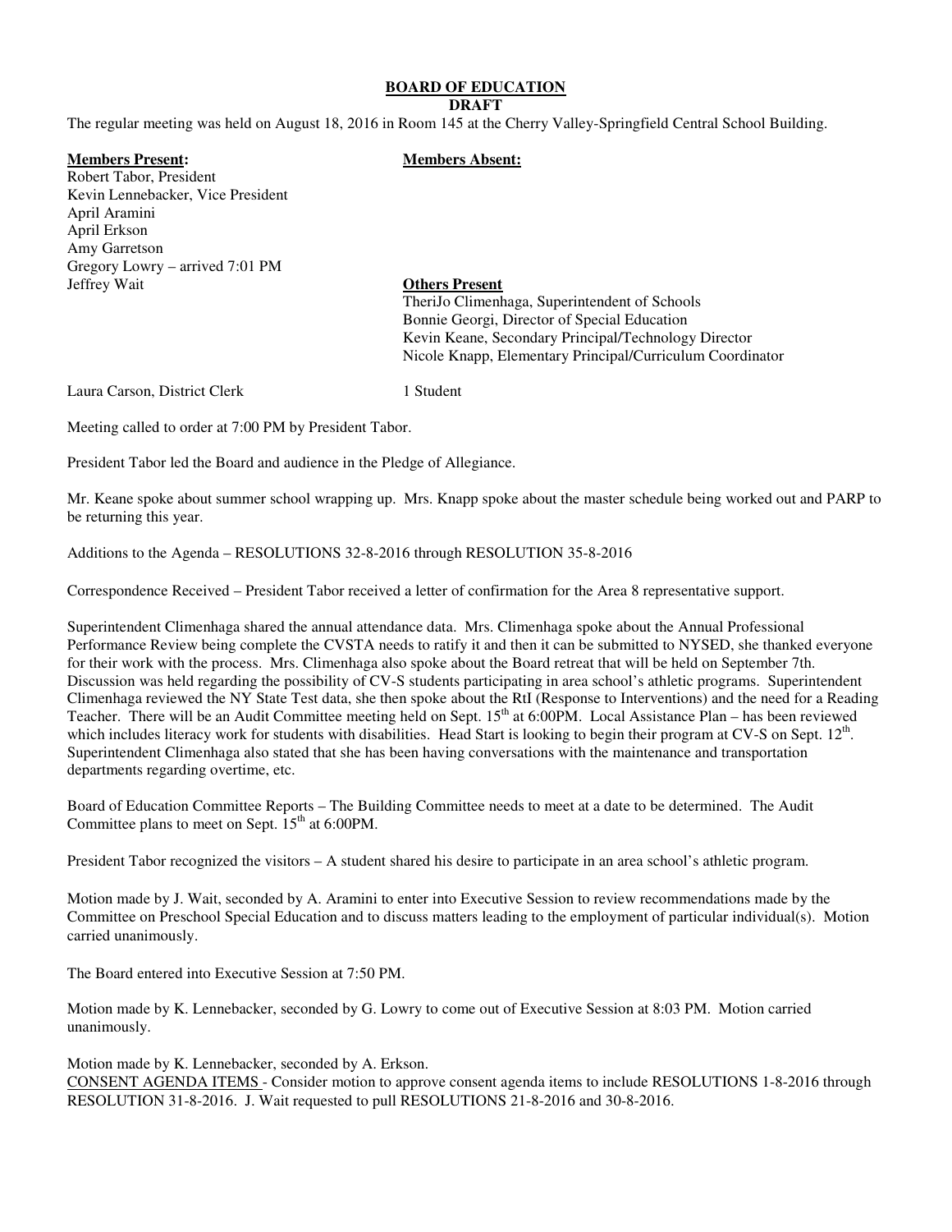# BOARD OF EDUCATION

**DRAFT**

The regular meeting was held on August 18, 2016 in Room 145 at the Cherry Valley-Springfield Central School Building.

**Members Present:**

Robert Tabor, President
Kevin Lennebacker, Vice President
April Aramini
April Erkson
Amy Garretson
Gregory Lowry – arrived 7:01 PM
Jeffrey Wait

**Members Absent:**

**Others Present**

TheriJo Climenhaga, Superintendent of Schools
Bonnie Georgi, Director of Special Education
Kevin Keane, Secondary Principal/Technology Director
Nicole Knapp, Elementary Principal/Curriculum Coordinator

Laura Carson, District Clerk

1 Student

Meeting called to order at 7:00 PM by President Tabor.

President Tabor led the Board and audience in the Pledge of Allegiance.

Mr. Keane spoke about summer school wrapping up. Mrs. Knapp spoke about the master schedule being worked out and PARP to be returning this year.

Additions to the Agenda – RESOLUTIONS 32-8-2016 through RESOLUTION 35-8-2016

Correspondence Received – President Tabor received a letter of confirmation for the Area 8 representative support.

Superintendent Climenhaga shared the annual attendance data. Mrs. Climenhaga spoke about the Annual Professional Performance Review being complete the CVSTA needs to ratify it and then it can be submitted to NYSED, she thanked everyone for their work with the process. Mrs. Climenhaga also spoke about the Board retreat that will be held on September 7th. Discussion was held regarding the possibility of CV-S students participating in area school's athletic programs. Superintendent Climenhaga reviewed the NY State Test data, she then spoke about the RtI (Response to Interventions) and the need for a Reading Teacher. There will be an Audit Committee meeting held on Sept. 15th at 6:00PM. Local Assistance Plan – has been reviewed which includes literacy work for students with disabilities. Head Start is looking to begin their program at CV-S on Sept. 12th. Superintendent Climenhaga also stated that she has been having conversations with the maintenance and transportation departments regarding overtime, etc.

Board of Education Committee Reports – The Building Committee needs to meet at a date to be determined. The Audit Committee plans to meet on Sept. 15th at 6:00PM.

President Tabor recognized the visitors – A student shared his desire to participate in an area school's athletic program.

Motion made by J. Wait, seconded by A. Aramini to enter into Executive Session to review recommendations made by the Committee on Preschool Special Education and to discuss matters leading to the employment of particular individual(s). Motion carried unanimously.

The Board entered into Executive Session at 7:50 PM.

Motion made by K. Lennebacker, seconded by G. Lowry to come out of Executive Session at 8:03 PM. Motion carried unanimously.

Motion made by K. Lennebacker, seconded by A. Erkson.
CONSENT AGENDA ITEMS - Consider motion to approve consent agenda items to include RESOLUTIONS 1-8-2016 through RESOLUTION 31-8-2016. J. Wait requested to pull RESOLUTIONS 21-8-2016 and 30-8-2016.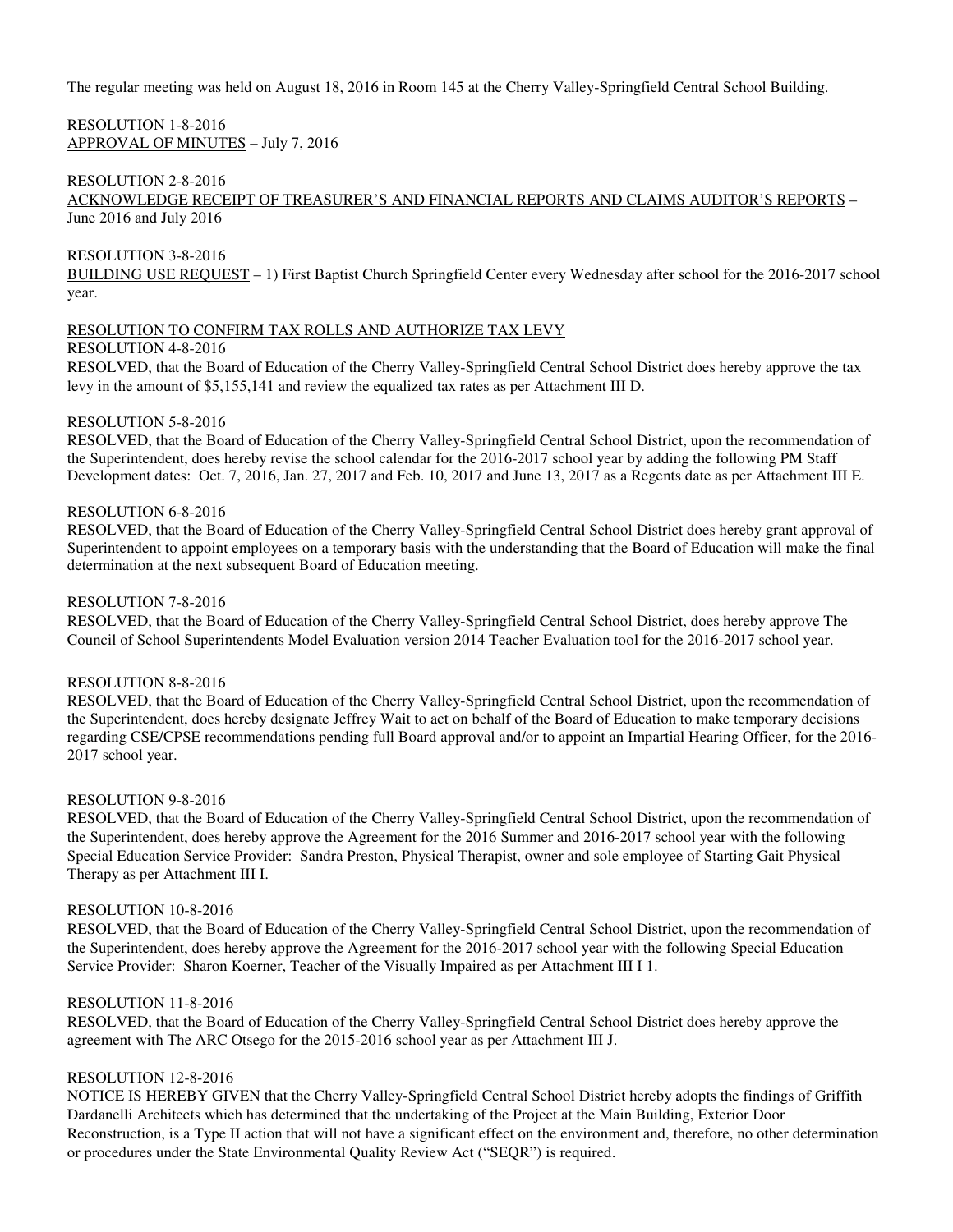The regular meeting was held on August 18, 2016 in Room 145 at the Cherry Valley-Springfield Central School Building.

RESOLUTION 1-8-2016
APPROVAL OF MINUTES – July 7, 2016

RESOLUTION 2-8-2016
ACKNOWLEDGE RECEIPT OF TREASURER'S AND FINANCIAL REPORTS AND CLAIMS AUDITOR'S REPORTS – June 2016 and July 2016

RESOLUTION 3-8-2016
BUILDING USE REQUEST – 1) First Baptist Church Springfield Center every Wednesday after school for the 2016-2017 school year.

RESOLUTION TO CONFIRM TAX ROLLS AND AUTHORIZE TAX LEVY
RESOLUTION 4-8-2016
RESOLVED, that the Board of Education of the Cherry Valley-Springfield Central School District does hereby approve the tax levy in the amount of $5,155,141 and review the equalized tax rates as per Attachment III D.

RESOLUTION 5-8-2016
RESOLVED, that the Board of Education of the Cherry Valley-Springfield Central School District, upon the recommendation of the Superintendent, does hereby revise the school calendar for the 2016-2017 school year by adding the following PM Staff Development dates: Oct. 7, 2016, Jan. 27, 2017 and Feb. 10, 2017 and June 13, 2017 as a Regents date as per Attachment III E.

RESOLUTION 6-8-2016
RESOLVED, that the Board of Education of the Cherry Valley-Springfield Central School District does hereby grant approval of Superintendent to appoint employees on a temporary basis with the understanding that the Board of Education will make the final determination at the next subsequent Board of Education meeting.

RESOLUTION 7-8-2016
RESOLVED, that the Board of Education of the Cherry Valley-Springfield Central School District, does hereby approve The Council of School Superintendents Model Evaluation version 2014 Teacher Evaluation tool for the 2016-2017 school year.

RESOLUTION 8-8-2016
RESOLVED, that the Board of Education of the Cherry Valley-Springfield Central School District, upon the recommendation of the Superintendent, does hereby designate Jeffrey Wait to act on behalf of the Board of Education to make temporary decisions regarding CSE/CPSE recommendations pending full Board approval and/or to appoint an Impartial Hearing Officer, for the 2016-2017 school year.

RESOLUTION 9-8-2016
RESOLVED, that the Board of Education of the Cherry Valley-Springfield Central School District, upon the recommendation of the Superintendent, does hereby approve the Agreement for the 2016 Summer and 2016-2017 school year with the following Special Education Service Provider: Sandra Preston, Physical Therapist, owner and sole employee of Starting Gait Physical Therapy as per Attachment III I.

RESOLUTION 10-8-2016
RESOLVED, that the Board of Education of the Cherry Valley-Springfield Central School District, upon the recommendation of the Superintendent, does hereby approve the Agreement for the 2016-2017 school year with the following Special Education Service Provider: Sharon Koerner, Teacher of the Visually Impaired as per Attachment III I 1.

RESOLUTION 11-8-2016
RESOLVED, that the Board of Education of the Cherry Valley-Springfield Central School District does hereby approve the agreement with The ARC Otsego for the 2015-2016 school year as per Attachment III J.

RESOLUTION 12-8-2016
NOTICE IS HEREBY GIVEN that the Cherry Valley-Springfield Central School District hereby adopts the findings of Griffith Dardanelli Architects which has determined that the undertaking of the Project at the Main Building, Exterior Door Reconstruction, is a Type II action that will not have a significant effect on the environment and, therefore, no other determination or procedures under the State Environmental Quality Review Act ("SEQR") is required.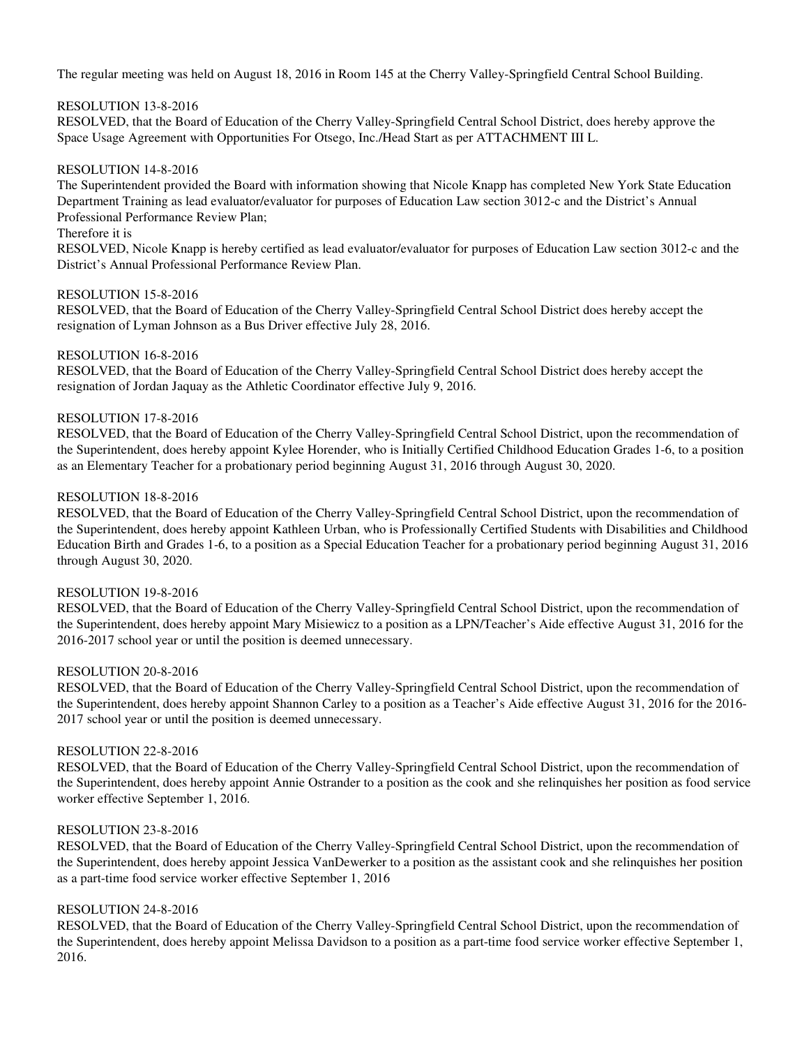The regular meeting was held on August 18, 2016 in Room 145 at the Cherry Valley-Springfield Central School Building.

RESOLUTION 13-8-2016
RESOLVED, that the Board of Education of the Cherry Valley-Springfield Central School District, does hereby approve the Space Usage Agreement with Opportunities For Otsego, Inc./Head Start as per ATTACHMENT III L.

RESOLUTION 14-8-2016
The Superintendent provided the Board with information showing that Nicole Knapp has completed New York State Education Department Training as lead evaluator/evaluator for purposes of Education Law section 3012-c and the District's Annual Professional Performance Review Plan;
Therefore it is
RESOLVED, Nicole Knapp is hereby certified as lead evaluator/evaluator for purposes of Education Law section 3012-c and the District's Annual Professional Performance Review Plan.

RESOLUTION 15-8-2016
RESOLVED, that the Board of Education of the Cherry Valley-Springfield Central School District does hereby accept the resignation of Lyman Johnson as a Bus Driver effective July 28, 2016.

RESOLUTION 16-8-2016
RESOLVED, that the Board of Education of the Cherry Valley-Springfield Central School District does hereby accept the resignation of Jordan Jaquay as the Athletic Coordinator effective July 9, 2016.

RESOLUTION 17-8-2016
RESOLVED, that the Board of Education of the Cherry Valley-Springfield Central School District, upon the recommendation of the Superintendent, does hereby appoint Kylee Horender, who is Initially Certified Childhood Education Grades 1-6, to a position as an Elementary Teacher for a probationary period beginning August 31, 2016 through August 30, 2020.

RESOLUTION 18-8-2016
RESOLVED, that the Board of Education of the Cherry Valley-Springfield Central School District, upon the recommendation of the Superintendent, does hereby appoint Kathleen Urban, who is Professionally Certified Students with Disabilities and Childhood Education Birth and Grades 1-6, to a position as a Special Education Teacher for a probationary period beginning August 31, 2016 through August 30, 2020.

RESOLUTION 19-8-2016
RESOLVED, that the Board of Education of the Cherry Valley-Springfield Central School District, upon the recommendation of the Superintendent, does hereby appoint Mary Misiewicz to a position as a LPN/Teacher's Aide effective August 31, 2016 for the 2016-2017 school year or until the position is deemed unnecessary.

RESOLUTION 20-8-2016
RESOLVED, that the Board of Education of the Cherry Valley-Springfield Central School District, upon the recommendation of the Superintendent, does hereby appoint Shannon Carley to a position as a Teacher's Aide effective August 31, 2016 for the 2016-2017 school year or until the position is deemed unnecessary.

RESOLUTION 22-8-2016
RESOLVED, that the Board of Education of the Cherry Valley-Springfield Central School District, upon the recommendation of the Superintendent, does hereby appoint Annie Ostrander to a position as the cook and she relinquishes her position as food service worker effective September 1, 2016.

RESOLUTION 23-8-2016
RESOLVED, that the Board of Education of the Cherry Valley-Springfield Central School District, upon the recommendation of the Superintendent, does hereby appoint Jessica VanDewerker to a position as the assistant cook and she relinquishes her position as a part-time food service worker effective September 1, 2016

RESOLUTION 24-8-2016
RESOLVED, that the Board of Education of the Cherry Valley-Springfield Central School District, upon the recommendation of the Superintendent, does hereby appoint Melissa Davidson to a position as a part-time food service worker effective September 1, 2016.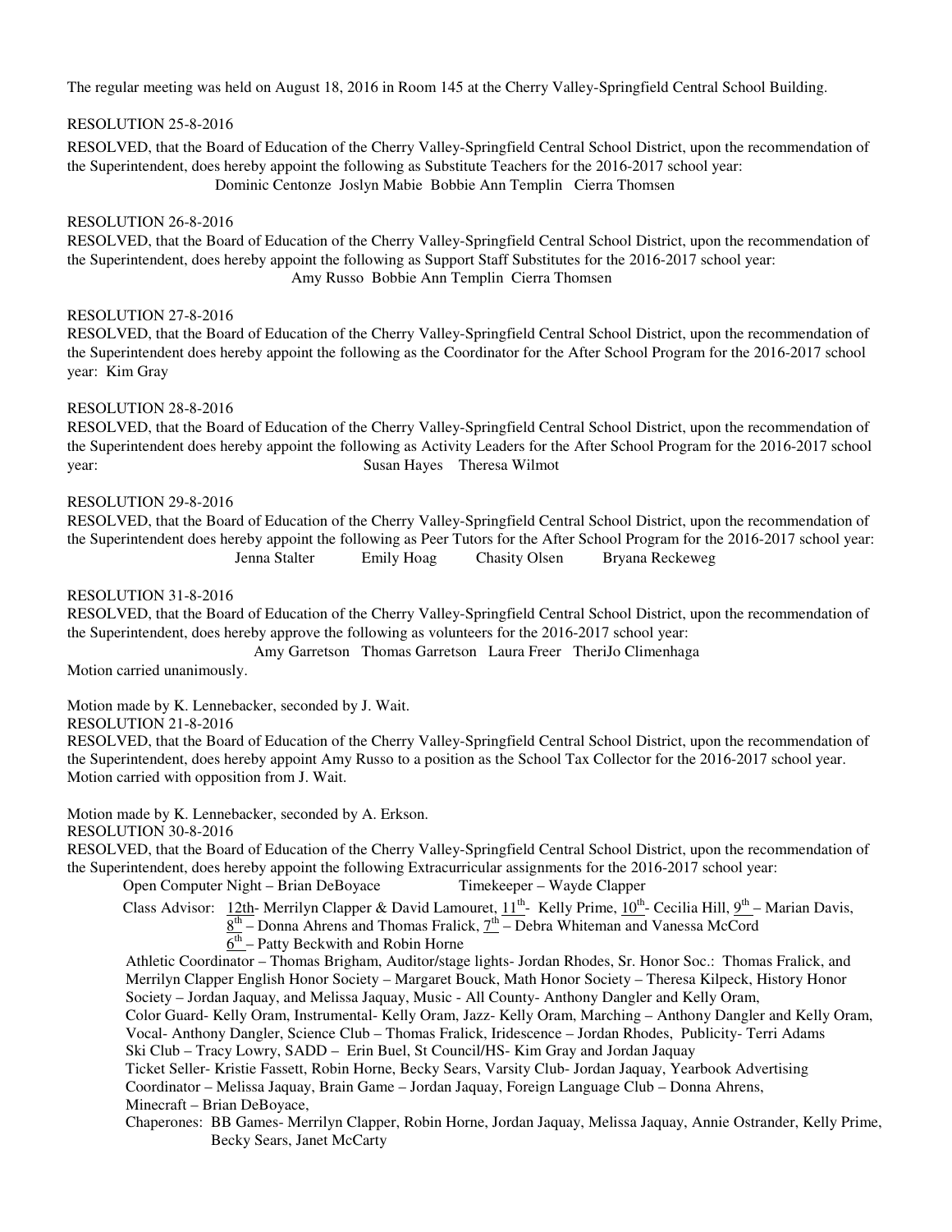The regular meeting was held on August 18, 2016 in Room 145 at the Cherry Valley-Springfield Central School Building.

RESOLUTION 25-8-2016

RESOLVED, that the Board of Education of the Cherry Valley-Springfield Central School District, upon the recommendation of the Superintendent, does hereby appoint the following as Substitute Teachers for the 2016-2017 school year:

Dominic Centonze Joslyn Mabie Bobbie Ann Templin Cierra Thomsen

RESOLUTION 26-8-2016

RESOLVED, that the Board of Education of the Cherry Valley-Springfield Central School District, upon the recommendation of the Superintendent, does hereby appoint the following as Support Staff Substitutes for the 2016-2017 school year:

Amy Russo Bobbie Ann Templin Cierra Thomsen

RESOLUTION 27-8-2016

RESOLVED, that the Board of Education of the Cherry Valley-Springfield Central School District, upon the recommendation of the Superintendent does hereby appoint the following as the Coordinator for the After School Program for the 2016-2017 school year: Kim Gray

RESOLUTION 28-8-2016

RESOLVED, that the Board of Education of the Cherry Valley-Springfield Central School District, upon the recommendation of the Superintendent does hereby appoint the following as Activity Leaders for the After School Program for the 2016-2017 school year: Susan Hayes Theresa Wilmot

RESOLUTION 29-8-2016

RESOLVED, that the Board of Education of the Cherry Valley-Springfield Central School District, upon the recommendation of the Superintendent does hereby appoint the following as Peer Tutors for the After School Program for the 2016-2017 school year:

Jenna Stalter Emily Hoag Chasity Olsen Bryana Reckeweg

RESOLUTION 31-8-2016

RESOLVED, that the Board of Education of the Cherry Valley-Springfield Central School District, upon the recommendation of the Superintendent, does hereby approve the following as volunteers for the 2016-2017 school year:

Amy Garretson Thomas Garretson Laura Freer TheriJo Climenhaga

Motion carried unanimously.

Motion made by K. Lennebacker, seconded by J. Wait.

RESOLUTION 21-8-2016

RESOLVED, that the Board of Education of the Cherry Valley-Springfield Central School District, upon the recommendation of the Superintendent, does hereby appoint Amy Russo to a position as the School Tax Collector for the 2016-2017 school year.

Motion carried with opposition from J. Wait.

Motion made by K. Lennebacker, seconded by A. Erkson.

RESOLUTION 30-8-2016

RESOLVED, that the Board of Education of the Cherry Valley-Springfield Central School District, upon the recommendation of the Superintendent, does hereby appoint the following Extracurricular assignments for the 2016-2017 school year:

Open Computer Night – Brian DeBoyace Timekeeper – Wayde Clapper

Class Advisor: 12th- Merrilyn Clapper & David Lamouret, 11th- Kelly Prime, 10th- Cecilia Hill, 9th – Marian Davis, 8th – Donna Ahrens and Thomas Fralick, 7th – Debra Whiteman and Vanessa McCord, 6th – Patty Beckwith and Robin Horne

Athletic Coordinator – Thomas Brigham, Auditor/stage lights- Jordan Rhodes, Sr. Honor Soc.: Thomas Fralick, and Merrilyn Clapper English Honor Society – Margaret Bouck, Math Honor Society – Theresa Kilpeck, History Honor Society – Jordan Jaquay, and Melissa Jaquay, Music - All County- Anthony Dangler and Kelly Oram, Color Guard- Kelly Oram, Instrumental- Kelly Oram, Jazz- Kelly Oram, Marching – Anthony Dangler and Kelly Oram, Vocal- Anthony Dangler, Science Club – Thomas Fralick, Iridescence – Jordan Rhodes, Publicity- Terri Adams Ski Club – Tracy Lowry, SADD – Erin Buel, St Council/HS- Kim Gray and Jordan Jaquay Ticket Seller- Kristie Fassett, Robin Horne, Becky Sears, Varsity Club- Jordan Jaquay, Yearbook Advertising Coordinator – Melissa Jaquay, Brain Game – Jordan Jaquay, Foreign Language Club – Donna Ahrens, Minecraft – Brian DeBoyace,

Chaperones: BB Games- Merrilyn Clapper, Robin Horne, Jordan Jaquay, Melissa Jaquay, Annie Ostrander, Kelly Prime, Becky Sears, Janet McCarty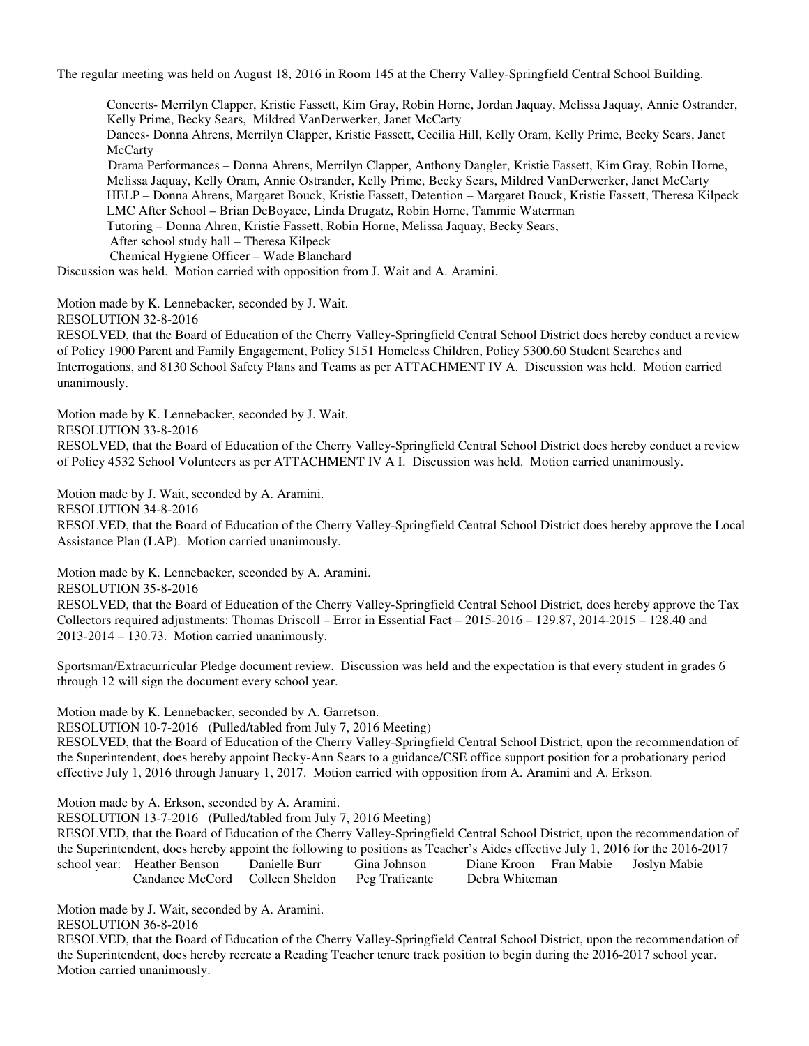The regular meeting was held on August 18, 2016 in Room 145 at the Cherry Valley-Springfield Central School Building.

Concerts- Merrilyn Clapper, Kristie Fassett, Kim Gray, Robin Horne, Jordan Jaquay, Melissa Jaquay, Annie Ostrander, Kelly Prime, Becky Sears, Mildred VanDerwerker, Janet McCarty
Dances- Donna Ahrens, Merrilyn Clapper, Kristie Fassett, Cecilia Hill, Kelly Oram, Kelly Prime, Becky Sears, Janet McCarty
Drama Performances – Donna Ahrens, Merrilyn Clapper, Anthony Dangler, Kristie Fassett, Kim Gray, Robin Horne, Melissa Jaquay, Kelly Oram, Annie Ostrander, Kelly Prime, Becky Sears, Mildred VanDerwerker, Janet McCarty
HELP – Donna Ahrens, Margaret Bouck, Kristie Fassett, Detention – Margaret Bouck, Kristie Fassett, Theresa Kilpeck
LMC After School – Brian DeBoyace, Linda Drugatz, Robin Horne, Tammie Waterman
Tutoring – Donna Ahren, Kristie Fassett, Robin Horne, Melissa Jaquay, Becky Sears,
After school study hall – Theresa Kilpeck
Chemical Hygiene Officer – Wade Blanchard

Discussion was held. Motion carried with opposition from J. Wait and A. Aramini.

Motion made by K. Lennebacker, seconded by J. Wait.
RESOLUTION 32-8-2016
RESOLVED, that the Board of Education of the Cherry Valley-Springfield Central School District does hereby conduct a review of Policy 1900 Parent and Family Engagement, Policy 5151 Homeless Children, Policy 5300.60 Student Searches and Interrogations, and 8130 School Safety Plans and Teams as per ATTACHMENT IV A. Discussion was held. Motion carried unanimously.

Motion made by K. Lennebacker, seconded by J. Wait.
RESOLUTION 33-8-2016
RESOLVED, that the Board of Education of the Cherry Valley-Springfield Central School District does hereby conduct a review of Policy 4532 School Volunteers as per ATTACHMENT IV A I. Discussion was held. Motion carried unanimously.

Motion made by J. Wait, seconded by A. Aramini.
RESOLUTION 34-8-2016
RESOLVED, that the Board of Education of the Cherry Valley-Springfield Central School District does hereby approve the Local Assistance Plan (LAP). Motion carried unanimously.

Motion made by K. Lennebacker, seconded by A. Aramini.
RESOLUTION 35-8-2016
RESOLVED, that the Board of Education of the Cherry Valley-Springfield Central School District, does hereby approve the Tax Collectors required adjustments: Thomas Driscoll – Error in Essential Fact – 2015-2016 – 129.87, 2014-2015 – 128.40 and 2013-2014 – 130.73. Motion carried unanimously.

Sportsman/Extracurricular Pledge document review. Discussion was held and the expectation is that every student in grades 6 through 12 will sign the document every school year.

Motion made by K. Lennebacker, seconded by A. Garretson.
RESOLUTION 10-7-2016 (Pulled/tabled from July 7, 2016 Meeting)
RESOLVED, that the Board of Education of the Cherry Valley-Springfield Central School District, upon the recommendation of the Superintendent, does hereby appoint Becky-Ann Sears to a guidance/CSE office support position for a probationary period effective July 1, 2016 through January 1, 2017. Motion carried with opposition from A. Aramini and A. Erkson.

Motion made by A. Erkson, seconded by A. Aramini.
RESOLUTION 13-7-2016 (Pulled/tabled from July 7, 2016 Meeting)
RESOLVED, that the Board of Education of the Cherry Valley-Springfield Central School District, upon the recommendation of the Superintendent, does hereby appoint the following to positions as Teacher's Aides effective July 1, 2016 for the 2016-2017 school year: Heather Benson, Danielle Burr, Gina Johnson, Diane Kroon, Fran Mabie, Joslyn Mabie, Candance McCord, Colleen Sheldon, Peg Traficante, Debra Whiteman

Motion made by J. Wait, seconded by A. Aramini.
RESOLUTION 36-8-2016
RESOLVED, that the Board of Education of the Cherry Valley-Springfield Central School District, upon the recommendation of the Superintendent, does hereby recreate a Reading Teacher tenure track position to begin during the 2016-2017 school year. Motion carried unanimously.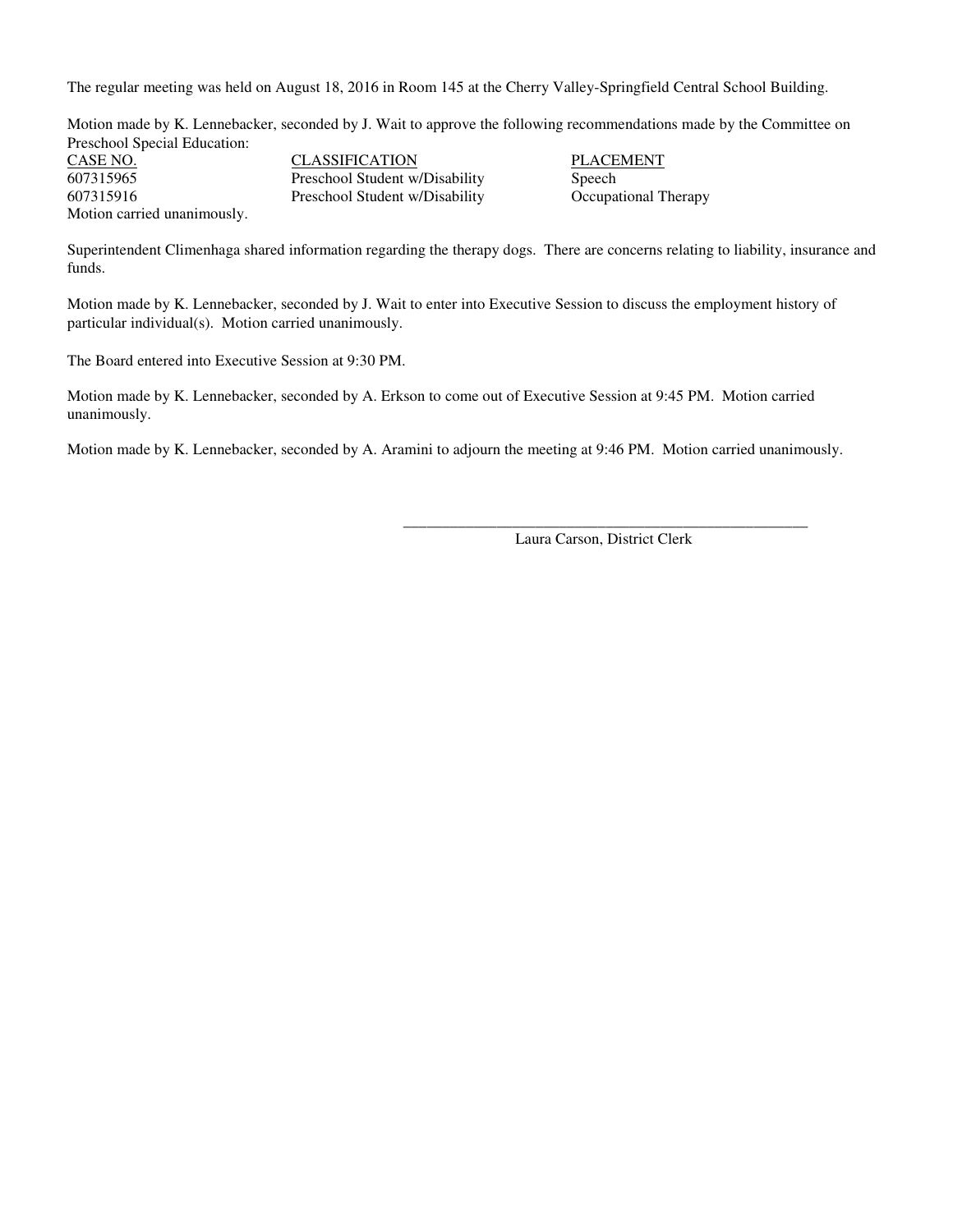The regular meeting was held on August 18, 2016 in Room 145 at the Cherry Valley-Springfield Central School Building.

Motion made by K. Lennebacker, seconded by J. Wait to approve the following recommendations made by the Committee on Preschool Special Education:

| CASE NO. | CLASSIFICATION | PLACEMENT |
| --- | --- | --- |
| 607315965 | Preschool Student w/Disability | Speech |
| 607315916 | Preschool Student w/Disability | Occupational Therapy |

Motion carried unanimously.

Superintendent Climenhaga shared information regarding the therapy dogs. There are concerns relating to liability, insurance and funds.

Motion made by K. Lennebacker, seconded by J. Wait to enter into Executive Session to discuss the employment history of particular individual(s). Motion carried unanimously.

The Board entered into Executive Session at 9:30 PM.

Motion made by K. Lennebacker, seconded by A. Erkson to come out of Executive Session at 9:45 PM. Motion carried unanimously.

Motion made by K. Lennebacker, seconded by A. Aramini to adjourn the meeting at 9:46 PM. Motion carried unanimously.

\_\_\_\_\_\_\_\_\_\_\_\_\_\_\_\_\_\_\_\_\_\_\_\_\_\_\_\_\_\_\_\_\_\_\_\_\_\_\_\_\_\_\_\_\_\_\_\_\_\_\_\_

Laura Carson, District Clerk